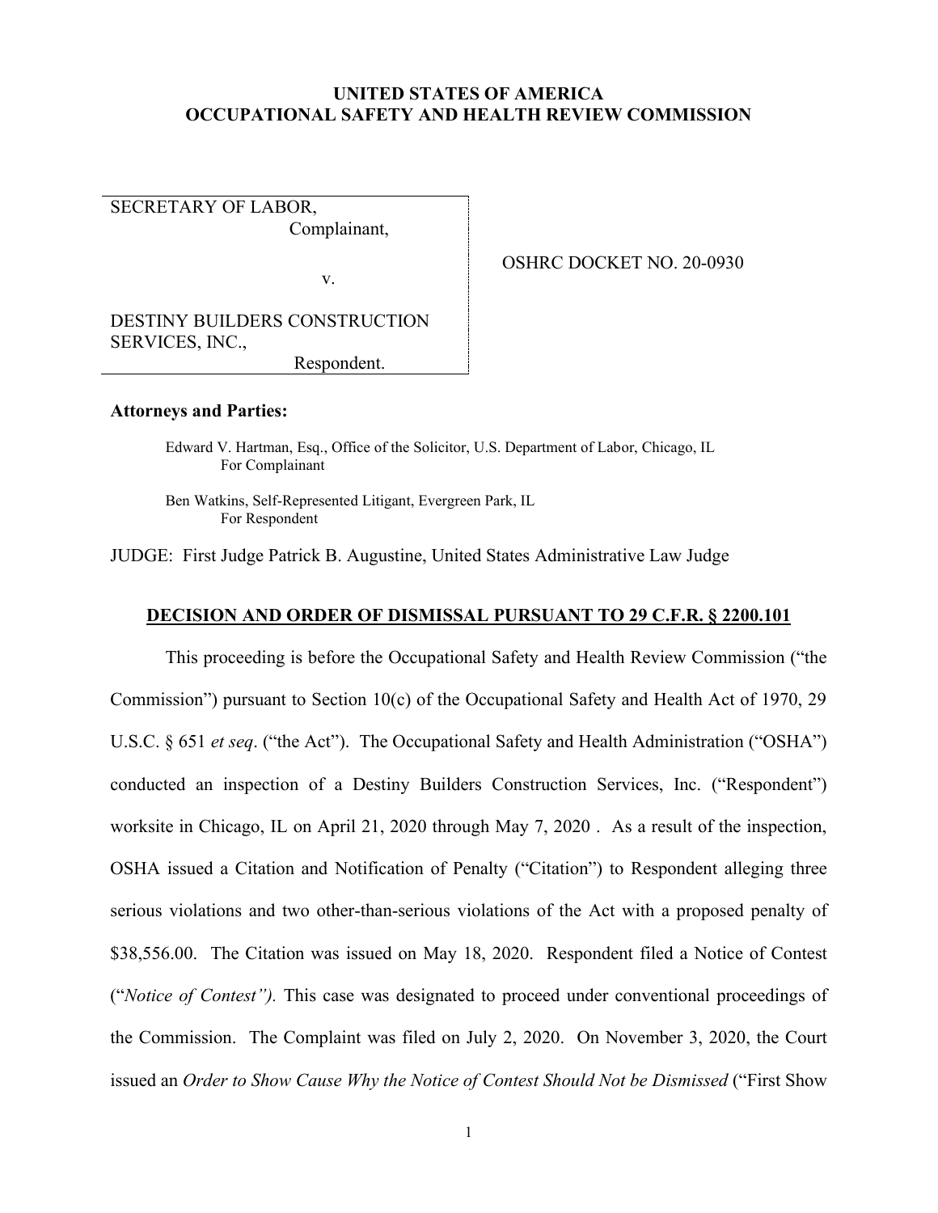**UNITED STATES OF AMERICA**
**OCCUPATIONAL SAFETY AND HEALTH REVIEW COMMISSION**

SECRETARY OF LABOR,
Complainant,

v.

DESTINY BUILDERS CONSTRUCTION SERVICES, INC.,
Respondent.

OSHRC DOCKET NO. 20-0930

**Attorneys and Parties:**

Edward V. Hartman, Esq., Office of the Solicitor, U.S. Department of Labor, Chicago, IL
For Complainant

Ben Watkins, Self-Represented Litigant, Evergreen Park, IL
For Respondent

JUDGE: First Judge Patrick B. Augustine, United States Administrative Law Judge

**DECISION AND ORDER OF DISMISSAL PURSUANT TO 29 C.F.R. § 2200.101**

This proceeding is before the Occupational Safety and Health Review Commission ("the Commission") pursuant to Section 10(c) of the Occupational Safety and Health Act of 1970, 29 U.S.C. § 651 *et seq*. ("the Act"). The Occupational Safety and Health Administration ("OSHA") conducted an inspection of a Destiny Builders Construction Services, Inc. ("Respondent") worksite in Chicago, IL on April 21, 2020 through May 7, 2020 . As a result of the inspection, OSHA issued a Citation and Notification of Penalty ("Citation") to Respondent alleging three serious violations and two other-than-serious violations of the Act with a proposed penalty of $38,556.00. The Citation was issued on May 18, 2020. Respondent filed a Notice of Contest ("*Notice of Contest").* This case was designated to proceed under conventional proceedings of the Commission. The Complaint was filed on July 2, 2020. On November 3, 2020, the Court issued an *Order to Show Cause Why the Notice of Contest Should Not be Dismissed* ("First Show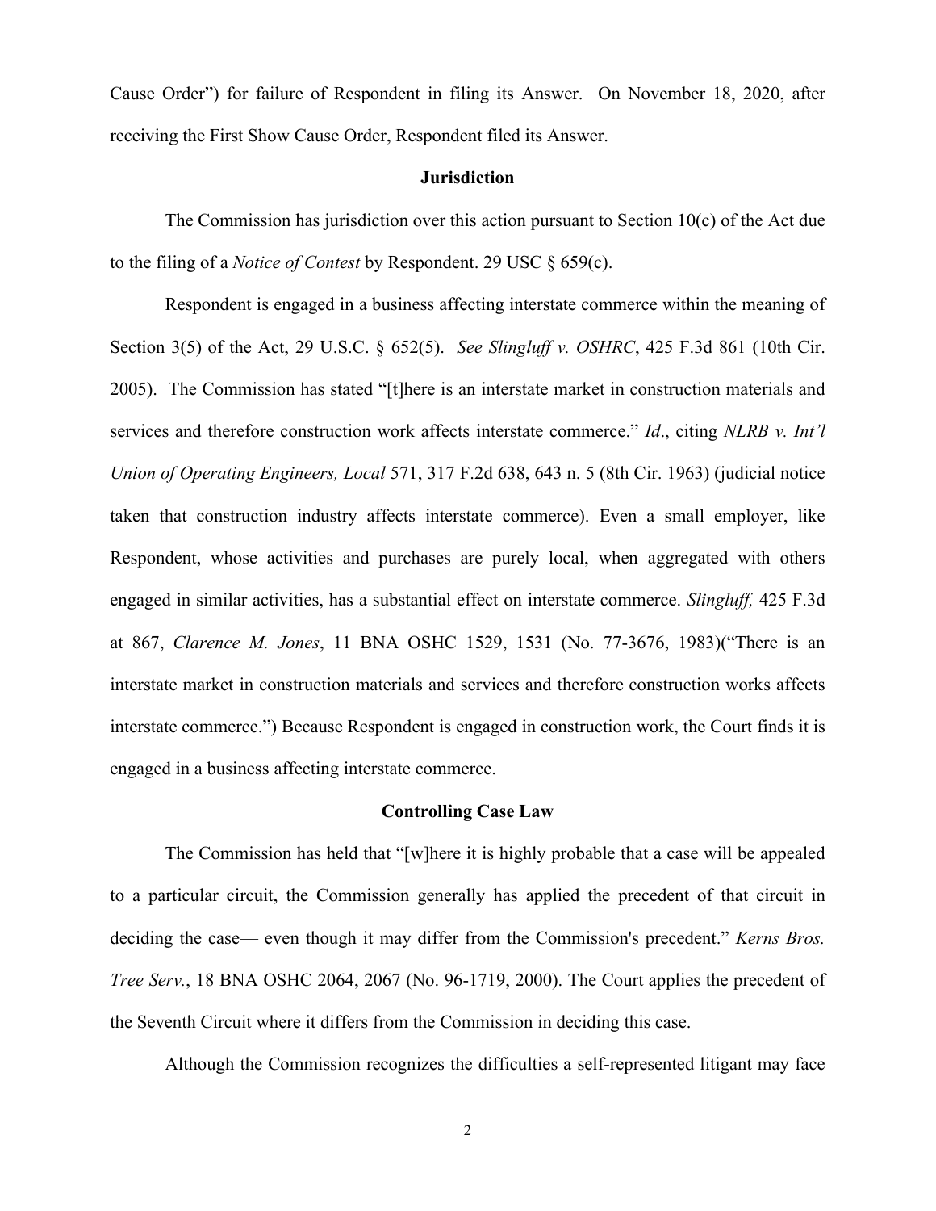Cause Order") for failure of Respondent in filing its Answer. On November 18, 2020, after receiving the First Show Cause Order, Respondent filed its Answer.

## Jurisdiction

The Commission has jurisdiction over this action pursuant to Section 10(c) of the Act due to the filing of a *Notice of Contest* by Respondent. 29 USC § 659(c).

Respondent is engaged in a business affecting interstate commerce within the meaning of Section 3(5) of the Act, 29 U.S.C. § 652(5). *See Slingluff v. OSHRC*, 425 F.3d 861 (10th Cir. 2005). The Commission has stated "[t]here is an interstate market in construction materials and services and therefore construction work affects interstate commerce." *Id*., citing *NLRB v. Int'l Union of Operating Engineers, Local* 571, 317 F.2d 638, 643 n. 5 (8th Cir. 1963) (judicial notice taken that construction industry affects interstate commerce). Even a small employer, like Respondent, whose activities and purchases are purely local, when aggregated with others engaged in similar activities, has a substantial effect on interstate commerce. *Slingluff,* 425 F.3d at 867, *Clarence M. Jones*, 11 BNA OSHC 1529, 1531 (No. 77-3676, 1983)("There is an interstate market in construction materials and services and therefore construction works affects interstate commerce.") Because Respondent is engaged in construction work, the Court finds it is engaged in a business affecting interstate commerce.

## Controlling Case Law

The Commission has held that "[w]here it is highly probable that a case will be appealed to a particular circuit, the Commission generally has applied the precedent of that circuit in deciding the case— even though it may differ from the Commission's precedent." *Kerns Bros. Tree Serv.*, 18 BNA OSHC 2064, 2067 (No. 96-1719, 2000). The Court applies the precedent of the Seventh Circuit where it differs from the Commission in deciding this case.

Although the Commission recognizes the difficulties a self-represented litigant may face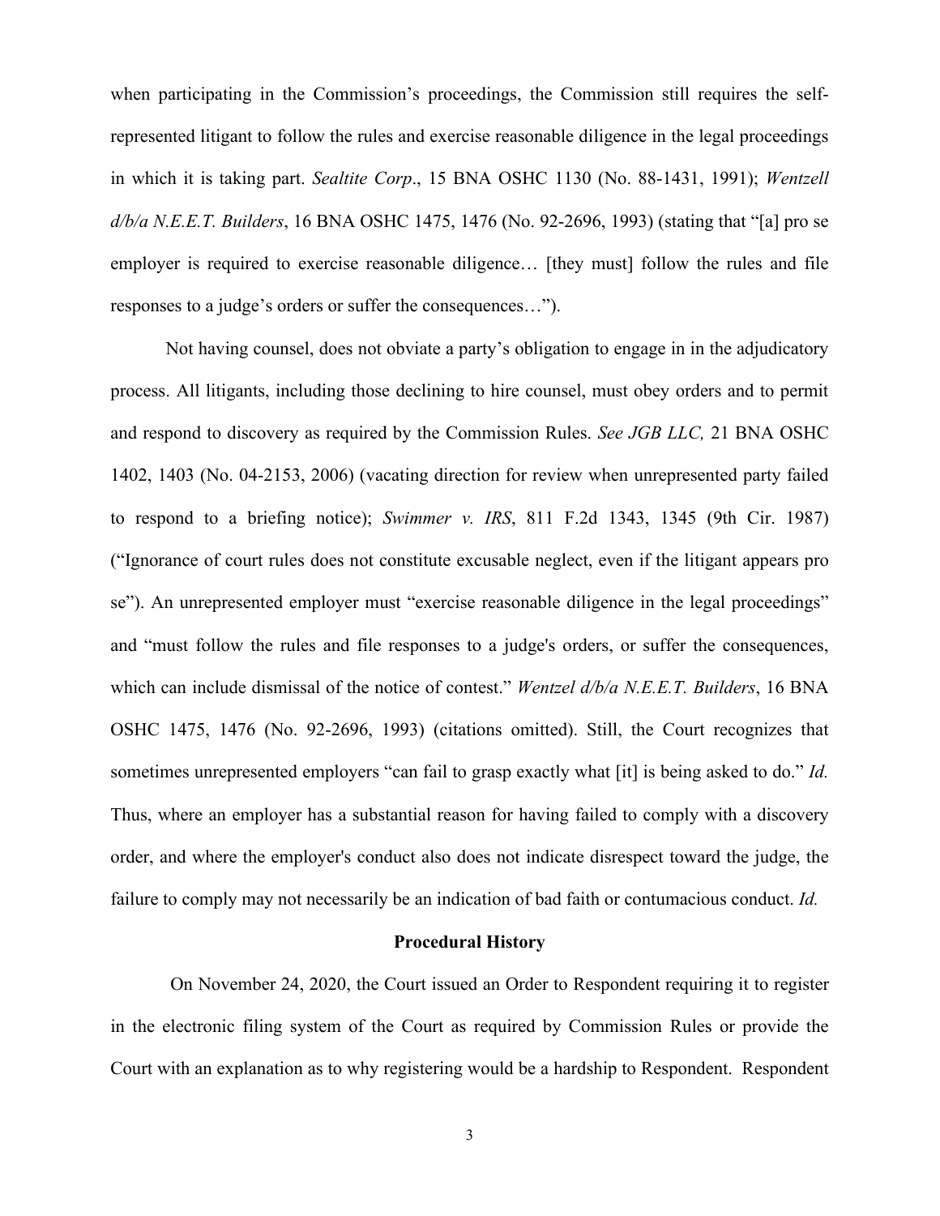when participating in the Commission's proceedings, the Commission still requires the self-represented litigant to follow the rules and exercise reasonable diligence in the legal proceedings in which it is taking part. *Sealtite Corp*., 15 BNA OSHC 1130 (No. 88-1431, 1991); *Wentzell d/b/a N.E.E.T. Builders*, 16 BNA OSHC 1475, 1476 (No. 92-2696, 1993) (stating that "[a] pro se employer is required to exercise reasonable diligence… [they must] follow the rules and file responses to a judge's orders or suffer the consequences…").

Not having counsel, does not obviate a party's obligation to engage in in the adjudicatory process. All litigants, including those declining to hire counsel, must obey orders and to permit and respond to discovery as required by the Commission Rules. *See JGB LLC,* 21 BNA OSHC 1402, 1403 (No. 04-2153, 2006) (vacating direction for review when unrepresented party failed to respond to a briefing notice); *Swimmer v. IRS*, 811 F.2d 1343, 1345 (9th Cir. 1987) ("Ignorance of court rules does not constitute excusable neglect, even if the litigant appears pro se"). An unrepresented employer must "exercise reasonable diligence in the legal proceedings" and "must follow the rules and file responses to a judge's orders, or suffer the consequences, which can include dismissal of the notice of contest." *Wentzel d/b/a N.E.E.T. Builders*, 16 BNA OSHC 1475, 1476 (No. 92-2696, 1993) (citations omitted). Still, the Court recognizes that sometimes unrepresented employers "can fail to grasp exactly what [it] is being asked to do." *Id.* Thus, where an employer has a substantial reason for having failed to comply with a discovery order, and where the employer's conduct also does not indicate disrespect toward the judge, the failure to comply may not necessarily be an indication of bad faith or contumacious conduct. *Id.*

**Procedural History**

On November 24, 2020, the Court issued an Order to Respondent requiring it to register in the electronic filing system of the Court as required by Commission Rules or provide the Court with an explanation as to why registering would be a hardship to Respondent. Respondent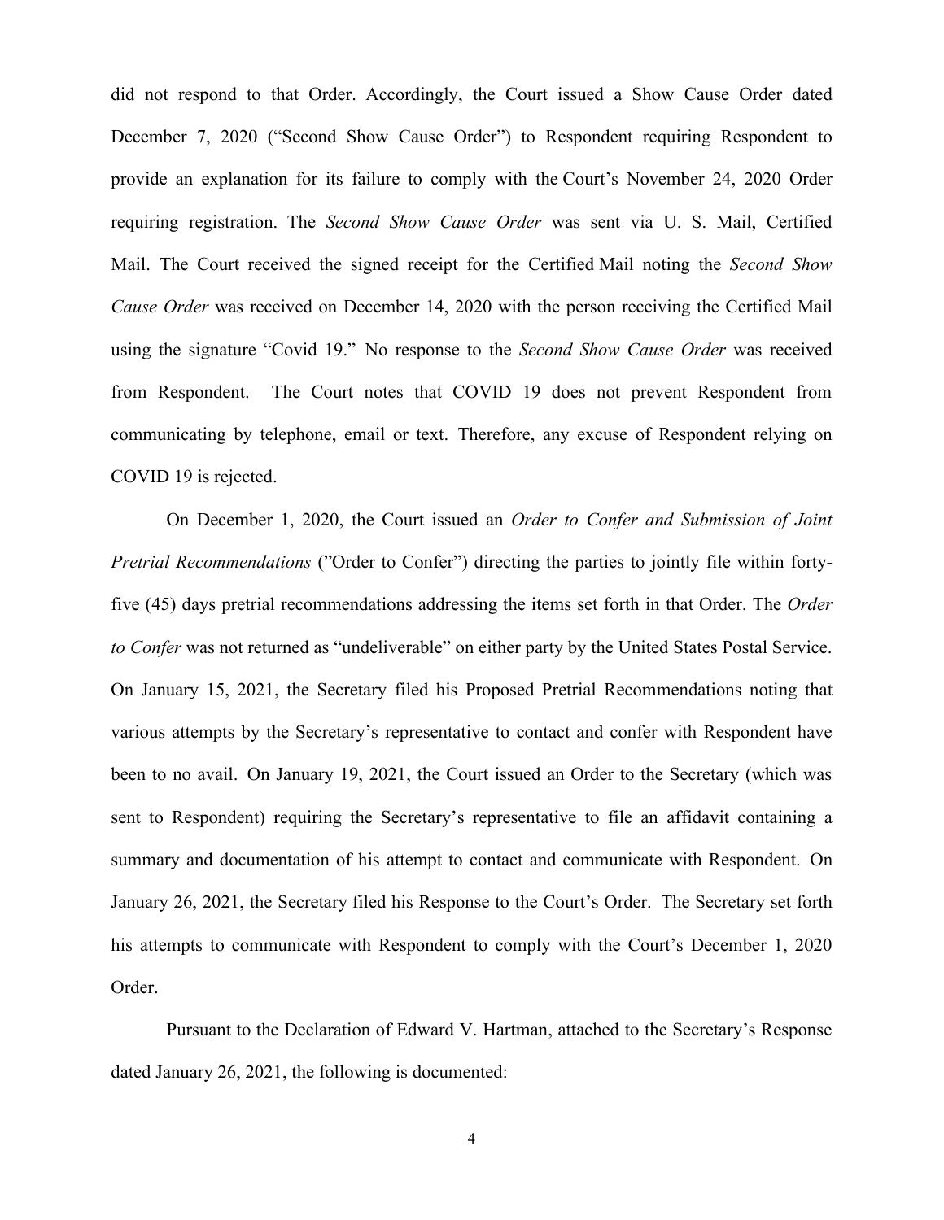did not respond to that Order. Accordingly, the Court issued a Show Cause Order dated December 7, 2020 ("Second Show Cause Order") to Respondent requiring Respondent to provide an explanation for its failure to comply with the Court's November 24, 2020 Order requiring registration. The *Second Show Cause Order* was sent via U. S. Mail, Certified Mail. The Court received the signed receipt for the Certified Mail noting the *Second Show Cause Order* was received on December 14, 2020 with the person receiving the Certified Mail using the signature "Covid 19." No response to the *Second Show Cause Order* was received from Respondent. The Court notes that COVID 19 does not prevent Respondent from communicating by telephone, email or text. Therefore, any excuse of Respondent relying on COVID 19 is rejected.

On December 1, 2020, the Court issued an *Order to Confer and Submission of Joint Pretrial Recommendations* ("Order to Confer") directing the parties to jointly file within forty-five (45) days pretrial recommendations addressing the items set forth in that Order. The *Order to Confer* was not returned as "undeliverable" on either party by the United States Postal Service. On January 15, 2021, the Secretary filed his Proposed Pretrial Recommendations noting that various attempts by the Secretary's representative to contact and confer with Respondent have been to no avail. On January 19, 2021, the Court issued an Order to the Secretary (which was sent to Respondent) requiring the Secretary's representative to file an affidavit containing a summary and documentation of his attempt to contact and communicate with Respondent. On January 26, 2021, the Secretary filed his Response to the Court's Order. The Secretary set forth his attempts to communicate with Respondent to comply with the Court's December 1, 2020 Order.

Pursuant to the Declaration of Edward V. Hartman, attached to the Secretary's Response dated January 26, 2021, the following is documented: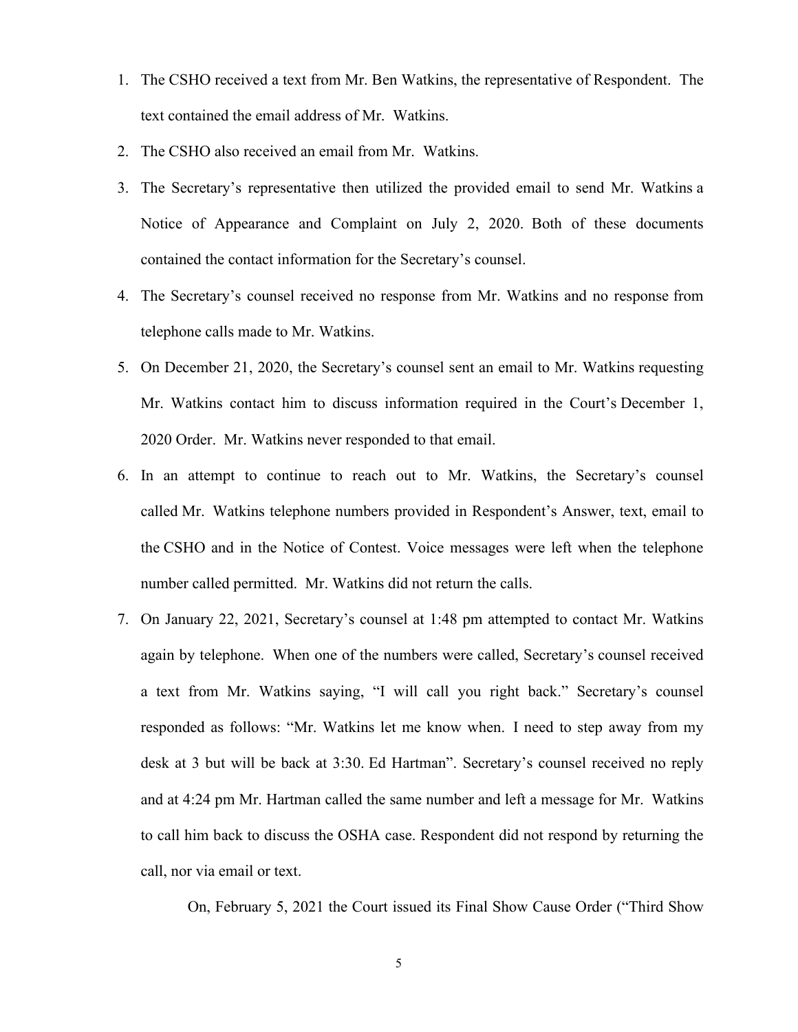1. The CSHO received a text from Mr. Ben Watkins, the representative of Respondent. The text contained the email address of Mr. Watkins.
2. The CSHO also received an email from Mr. Watkins.
3. The Secretary's representative then utilized the provided email to send Mr. Watkins a Notice of Appearance and Complaint on July 2, 2020. Both of these documents contained the contact information for the Secretary's counsel.
4. The Secretary's counsel received no response from Mr. Watkins and no response from telephone calls made to Mr. Watkins.
5. On December 21, 2020, the Secretary's counsel sent an email to Mr. Watkins requesting Mr. Watkins contact him to discuss information required in the Court's December 1, 2020 Order. Mr. Watkins never responded to that email.
6. In an attempt to continue to reach out to Mr. Watkins, the Secretary's counsel called Mr. Watkins telephone numbers provided in Respondent's Answer, text, email to the CSHO and in the Notice of Contest. Voice messages were left when the telephone number called permitted. Mr. Watkins did not return the calls.
7. On January 22, 2021, Secretary's counsel at 1:48 pm attempted to contact Mr. Watkins again by telephone. When one of the numbers were called, Secretary's counsel received a text from Mr. Watkins saying, "I will call you right back." Secretary's counsel responded as follows: "Mr. Watkins let me know when. I need to step away from my desk at 3 but will be back at 3:30. Ed Hartman". Secretary's counsel received no reply and at 4:24 pm Mr. Hartman called the same number and left a message for Mr. Watkins to call him back to discuss the OSHA case. Respondent did not respond by returning the call, nor via email or text.

On, February 5, 2021 the Court issued its Final Show Cause Order ("Third Show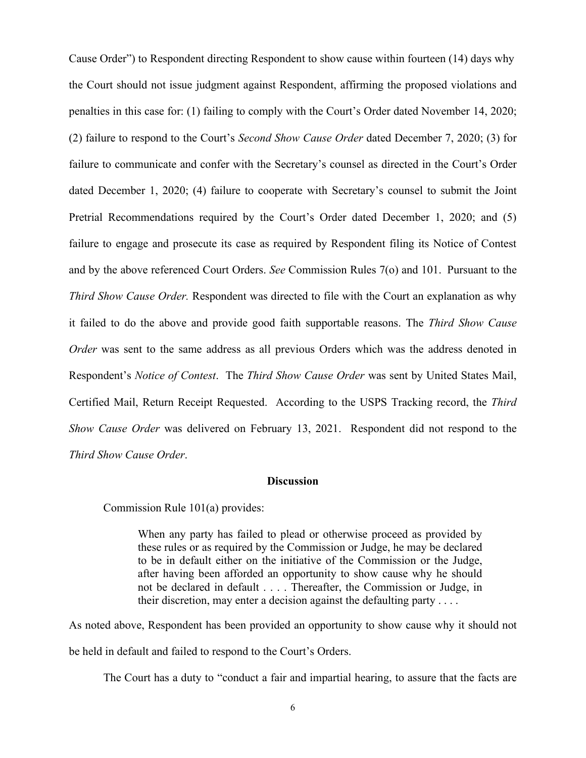Cause Order") to Respondent directing Respondent to show cause within fourteen (14) days why the Court should not issue judgment against Respondent, affirming the proposed violations and penalties in this case for: (1) failing to comply with the Court's Order dated November 14, 2020; (2) failure to respond to the Court's *Second Show Cause Order* dated December 7, 2020; (3) for failure to communicate and confer with the Secretary's counsel as directed in the Court's Order dated December 1, 2020; (4) failure to cooperate with Secretary's counsel to submit the Joint Pretrial Recommendations required by the Court's Order dated December 1, 2020; and (5) failure to engage and prosecute its case as required by Respondent filing its Notice of Contest and by the above referenced Court Orders. *See* Commission Rules 7(o) and 101. Pursuant to the *Third Show Cause Order.* Respondent was directed to file with the Court an explanation as why it failed to do the above and provide good faith supportable reasons. The *Third Show Cause Order* was sent to the same address as all previous Orders which was the address denoted in Respondent's *Notice of Contest*. The *Third Show Cause Order* was sent by United States Mail, Certified Mail, Return Receipt Requested. According to the USPS Tracking record, the *Third Show Cause Order* was delivered on February 13, 2021. Respondent did not respond to the *Third Show Cause Order*.

## Discussion

Commission Rule 101(a) provides:

> When any party has failed to plead or otherwise proceed as provided by these rules or as required by the Commission or Judge, he may be declared to be in default either on the initiative of the Commission or the Judge, after having been afforded an opportunity to show cause why he should not be declared in default . . . . Thereafter, the Commission or Judge, in their discretion, may enter a decision against the defaulting party . . . .

As noted above, Respondent has been provided an opportunity to show cause why it should not be held in default and failed to respond to the Court's Orders.

The Court has a duty to "conduct a fair and impartial hearing, to assure that the facts are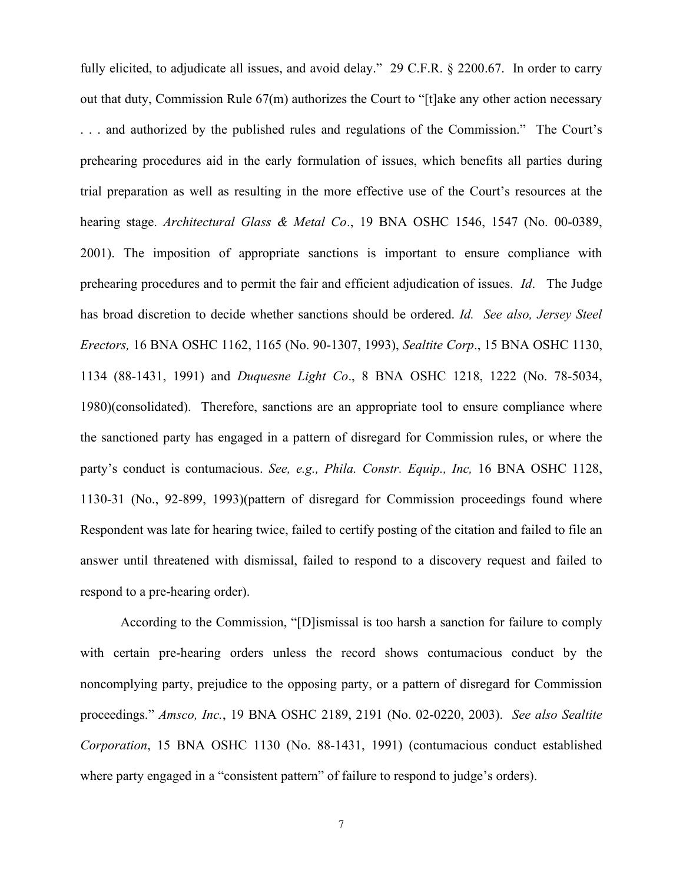fully elicited, to adjudicate all issues, and avoid delay." 29 C.F.R. § 2200.67. In order to carry out that duty, Commission Rule 67(m) authorizes the Court to "[t]ake any other action necessary . . . and authorized by the published rules and regulations of the Commission." The Court's prehearing procedures aid in the early formulation of issues, which benefits all parties during trial preparation as well as resulting in the more effective use of the Court's resources at the hearing stage. *Architectural Glass & Metal Co*., 19 BNA OSHC 1546, 1547 (No. 00-0389, 2001). The imposition of appropriate sanctions is important to ensure compliance with prehearing procedures and to permit the fair and efficient adjudication of issues. *Id*. The Judge has broad discretion to decide whether sanctions should be ordered. *Id. See also, Jersey Steel Erectors,* 16 BNA OSHC 1162, 1165 (No. 90-1307, 1993), *Sealtite Corp*., 15 BNA OSHC 1130, 1134 (88-1431, 1991) and *Duquesne Light Co*., 8 BNA OSHC 1218, 1222 (No. 78-5034, 1980)(consolidated). Therefore, sanctions are an appropriate tool to ensure compliance where the sanctioned party has engaged in a pattern of disregard for Commission rules, or where the party's conduct is contumacious. *See, e.g., Phila. Constr. Equip., Inc,* 16 BNA OSHC 1128, 1130-31 (No., 92-899, 1993)(pattern of disregard for Commission proceedings found where Respondent was late for hearing twice, failed to certify posting of the citation and failed to file an answer until threatened with dismissal, failed to respond to a discovery request and failed to respond to a pre-hearing order).

According to the Commission, "[D]ismissal is too harsh a sanction for failure to comply with certain pre-hearing orders unless the record shows contumacious conduct by the noncomplying party, prejudice to the opposing party, or a pattern of disregard for Commission proceedings." *Amsco, Inc.*, 19 BNA OSHC 2189, 2191 (No. 02-0220, 2003). *See also Sealtite Corporation*, 15 BNA OSHC 1130 (No. 88-1431, 1991) (contumacious conduct established where party engaged in a "consistent pattern" of failure to respond to judge's orders).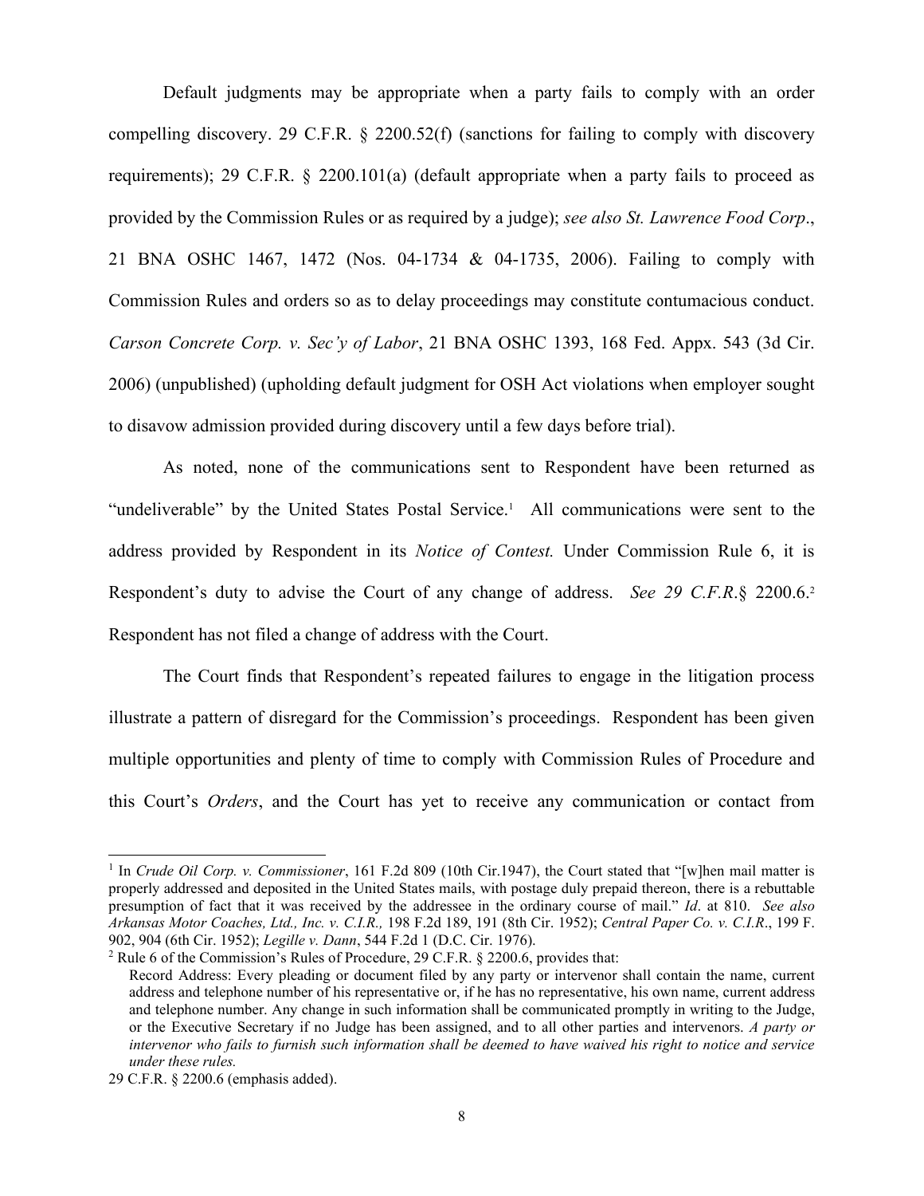Default judgments may be appropriate when a party fails to comply with an order compelling discovery. 29 C.F.R. § 2200.52(f) (sanctions for failing to comply with discovery requirements); 29 C.F.R. § 2200.101(a) (default appropriate when a party fails to proceed as provided by the Commission Rules or as required by a judge); *see also St. Lawrence Food Corp*., 21 BNA OSHC 1467, 1472 (Nos. 04-1734 & 04-1735, 2006). Failing to comply with Commission Rules and orders so as to delay proceedings may constitute contumacious conduct. *Carson Concrete Corp. v. Sec'y of Labor*, 21 BNA OSHC 1393, 168 Fed. Appx. 543 (3d Cir. 2006) (unpublished) (upholding default judgment for OSH Act violations when employer sought to disavow admission provided during discovery until a few days before trial).

As noted, none of the communications sent to Respondent have been returned as "undeliverable" by the United States Postal Service.[1] All communications were sent to the address provided by Respondent in its *Notice of Contest.* Under Commission Rule 6, it is Respondent's duty to advise the Court of any change of address. *See 29 C.F.R*.§ 2200.6.[2] Respondent has not filed a change of address with the Court.

The Court finds that Respondent's repeated failures to engage in the litigation process illustrate a pattern of disregard for the Commission's proceedings. Respondent has been given multiple opportunities and plenty of time to comply with Commission Rules of Procedure and this Court's *Orders*, and the Court has yet to receive any communication or contact from

---

[1] In *Crude Oil Corp. v. Commissioner*, 161 F.2d 809 (10th Cir.1947), the Court stated that "[w]hen mail matter is properly addressed and deposited in the United States mails, with postage duly prepaid thereon, there is a rebuttable presumption of fact that it was received by the addressee in the ordinary course of mail." *Id*. at 810. *See also Arkansas Motor Coaches, Ltd., Inc. v. C.I.R.,* 198 F.2d 189, 191 (8th Cir. 1952); *Central Paper Co. v. C.I.R*., 199 F. 902, 904 (6th Cir. 1952); *Legille v. Dann*, 544 F.2d 1 (D.C. Cir. 1976).

[2] Rule 6 of the Commission's Rules of Procedure, 29 C.F.R. § 2200.6, provides that:

> Record Address: Every pleading or document filed by any party or intervenor shall contain the name, current address and telephone number of his representative or, if he has no representative, his own name, current address and telephone number. Any change in such information shall be communicated promptly in writing to the Judge, or the Executive Secretary if no Judge has been assigned, and to all other parties and intervenors. *A party or intervenor who fails to furnish such information shall be deemed to have waived his right to notice and service under these rules.*

29 C.F.R. § 2200.6 (emphasis added).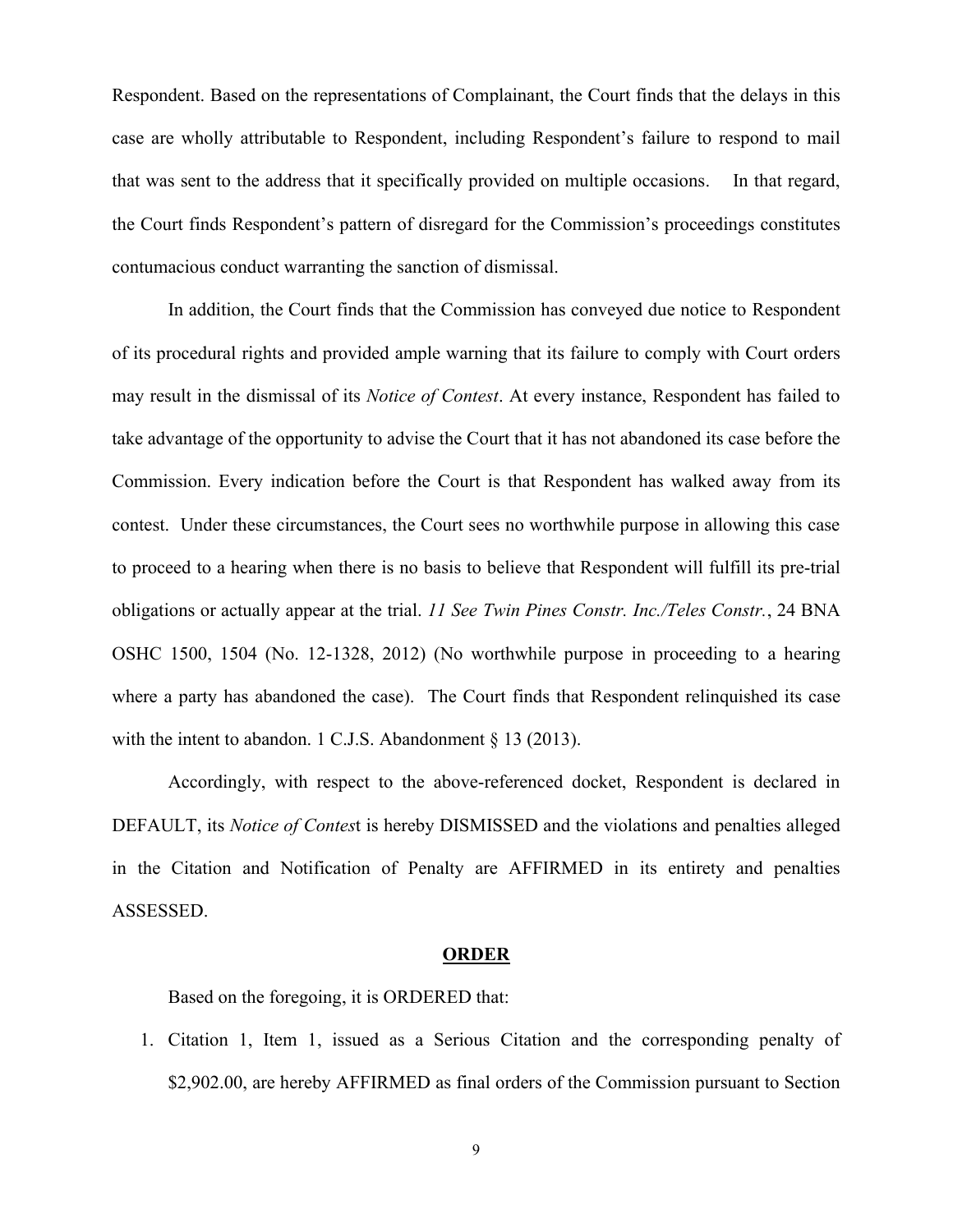Respondent. Based on the representations of Complainant, the Court finds that the delays in this case are wholly attributable to Respondent, including Respondent's failure to respond to mail that was sent to the address that it specifically provided on multiple occasions. In that regard, the Court finds Respondent's pattern of disregard for the Commission's proceedings constitutes contumacious conduct warranting the sanction of dismissal.

In addition, the Court finds that the Commission has conveyed due notice to Respondent of its procedural rights and provided ample warning that its failure to comply with Court orders may result in the dismissal of its *Notice of Contest*. At every instance, Respondent has failed to take advantage of the opportunity to advise the Court that it has not abandoned its case before the Commission. Every indication before the Court is that Respondent has walked away from its contest. Under these circumstances, the Court sees no worthwhile purpose in allowing this case to proceed to a hearing when there is no basis to believe that Respondent will fulfill its pre-trial obligations or actually appear at the trial. *11 See Twin Pines Constr. Inc./Teles Constr.*, 24 BNA OSHC 1500, 1504 (No. 12-1328, 2012) (No worthwhile purpose in proceeding to a hearing where a party has abandoned the case). The Court finds that Respondent relinquished its case with the intent to abandon. 1 C.J.S. Abandonment § 13 (2013).

Accordingly, with respect to the above-referenced docket, Respondent is declared in DEFAULT, its *Notice of Contes*t is hereby DISMISSED and the violations and penalties alleged in the Citation and Notification of Penalty are AFFIRMED in its entirety and penalties ASSESSED.

**ORDER**

Based on the foregoing, it is ORDERED that:

1. Citation 1, Item 1, issued as a Serious Citation and the corresponding penalty of $2,902.00, are hereby AFFIRMED as final orders of the Commission pursuant to Section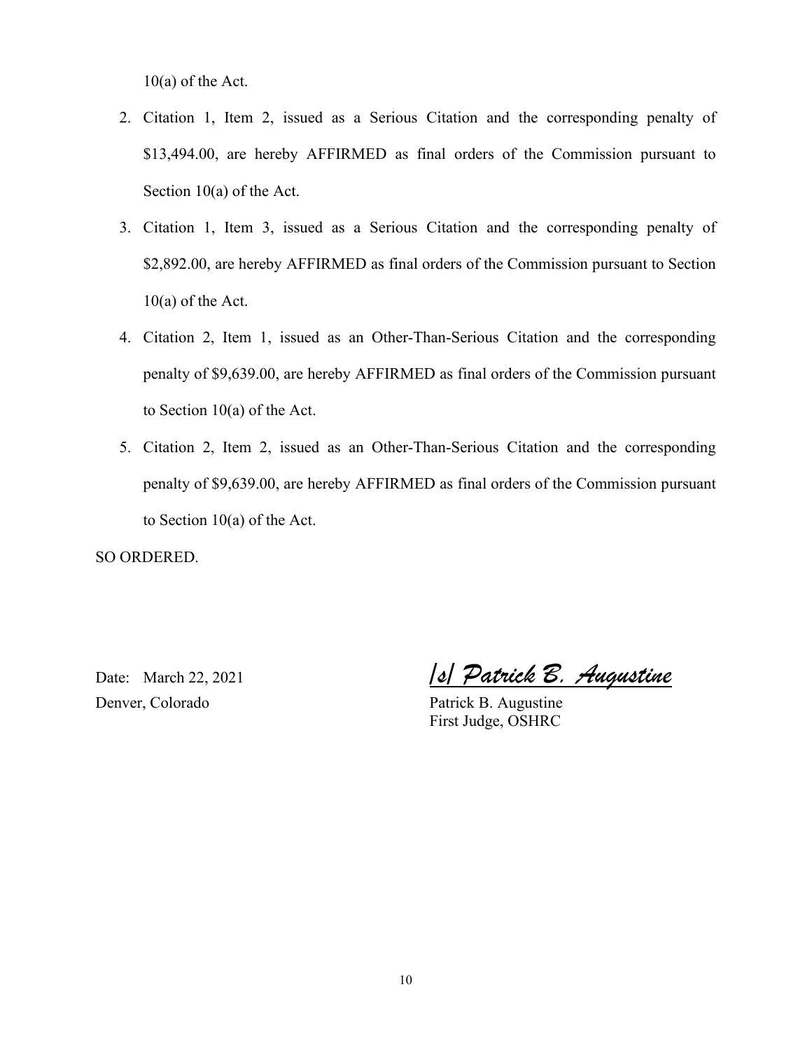10(a) of the Act.

2. Citation 1, Item 2, issued as a Serious Citation and the corresponding penalty of $13,494.00, are hereby AFFIRMED as final orders of the Commission pursuant to Section 10(a) of the Act.
3. Citation 1, Item 3, issued as a Serious Citation and the corresponding penalty of $2,892.00, are hereby AFFIRMED as final orders of the Commission pursuant to Section 10(a) of the Act.
4. Citation 2, Item 1, issued as an Other-Than-Serious Citation and the corresponding penalty of $9,639.00, are hereby AFFIRMED as final orders of the Commission pursuant to Section 10(a) of the Act.
5. Citation 2, Item 2, issued as an Other-Than-Serious Citation and the corresponding penalty of $9,639.00, are hereby AFFIRMED as final orders of the Commission pursuant to Section 10(a) of the Act.

SO ORDERED.

Date: March 22, 2021
Denver, Colorado

/s/ Patrick B. Augustine

Patrick B. Augustine
First Judge, OSHRC